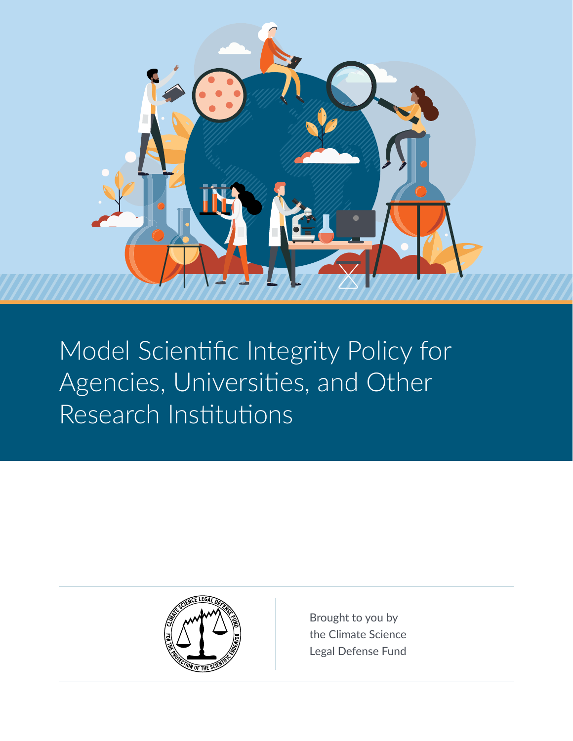# Model Scientific Integrity Policy for Agencies, Universities, and Other Research Institutions

Brought to you by the Climate Science Legal Defense Fund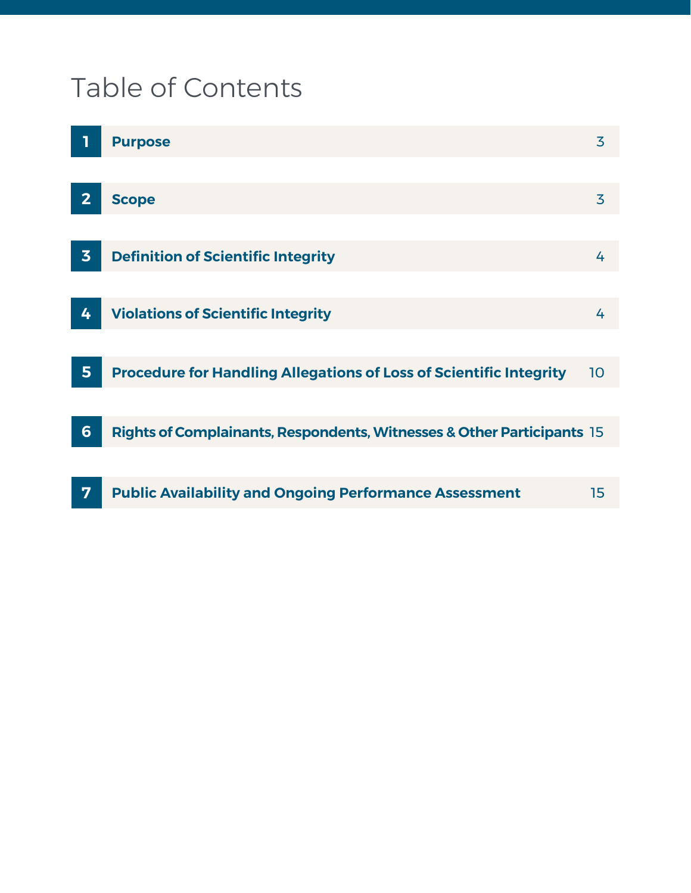# Table of Contents

| | | |
|---|---|---|
| 1 | **Purpose** | 3 |
| 2 | **Scope** | 3 |
| 3 | **Definition of Scientific Integrity** | 4 |
| 4 | **Violations of Scientific Integrity** | 4 |
| 5 | **Procedure for Handling Allegations of Loss of Scientific Integrity** | 10 |
| 6 | **Rights of Complainants, Respondents, Witnesses & Other Participants** | 15 |
| 7 | **Public Availability and Ongoing Performance Assessment** | 15 |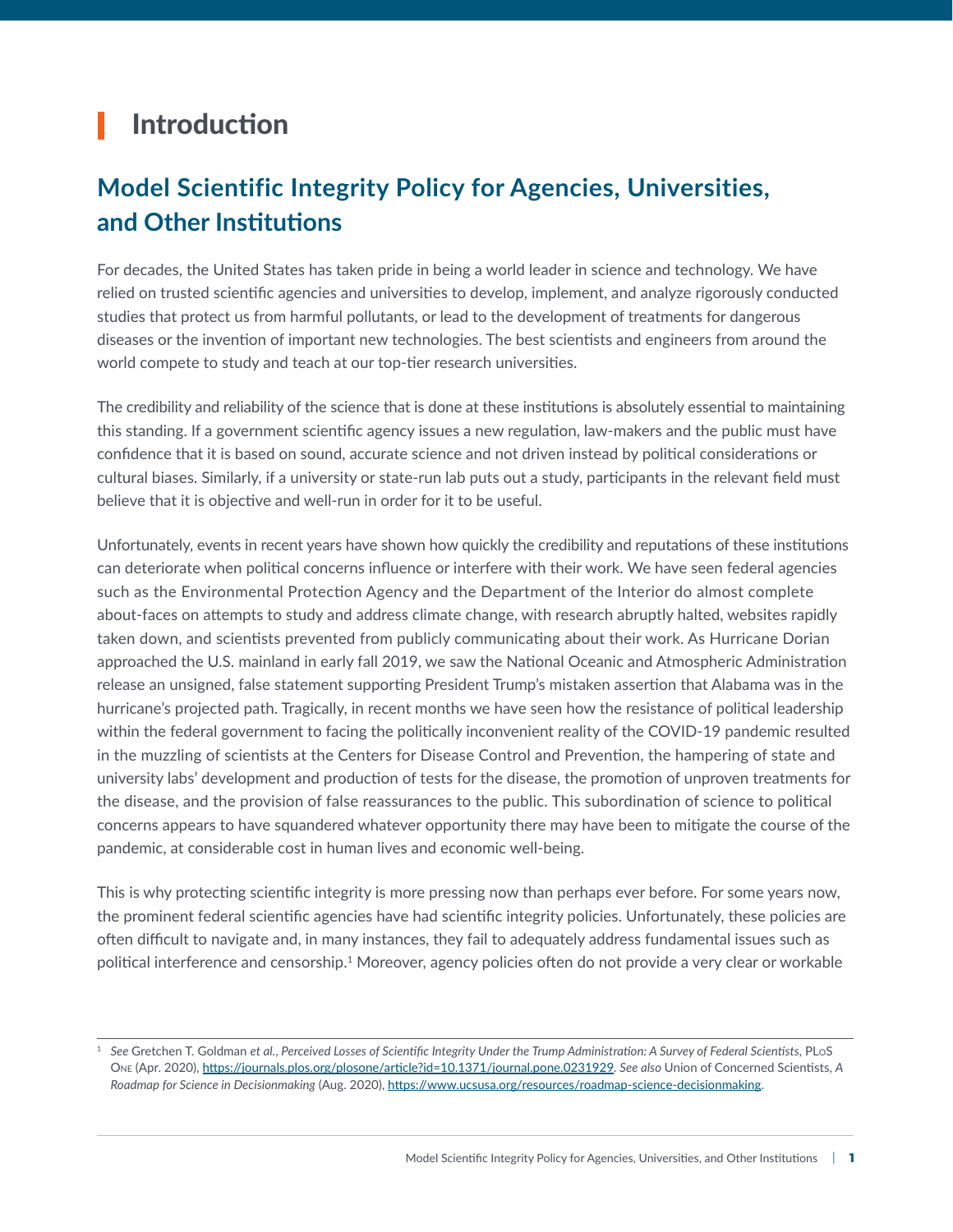# Introduction

## Model Scientific Integrity Policy for Agencies, Universities, and Other Institutions

For decades, the United States has taken pride in being a world leader in science and technology. We have relied on trusted scientific agencies and universities to develop, implement, and analyze rigorously conducted studies that protect us from harmful pollutants, or lead to the development of treatments for dangerous diseases or the invention of important new technologies. The best scientists and engineers from around the world compete to study and teach at our top-tier research universities.

The credibility and reliability of the science that is done at these institutions is absolutely essential to maintaining this standing. If a government scientific agency issues a new regulation, law-makers and the public must have confidence that it is based on sound, accurate science and not driven instead by political considerations or cultural biases. Similarly, if a university or state-run lab puts out a study, participants in the relevant field must believe that it is objective and well-run in order for it to be useful.

Unfortunately, events in recent years have shown how quickly the credibility and reputations of these institutions can deteriorate when political concerns influence or interfere with their work. We have seen federal agencies such as the Environmental Protection Agency and the Department of the Interior do almost complete about-faces on attempts to study and address climate change, with research abruptly halted, websites rapidly taken down, and scientists prevented from publicly communicating about their work. As Hurricane Dorian approached the U.S. mainland in early fall 2019, we saw the National Oceanic and Atmospheric Administration release an unsigned, false statement supporting President Trump's mistaken assertion that Alabama was in the hurricane's projected path. Tragically, in recent months we have seen how the resistance of political leadership within the federal government to facing the politically inconvenient reality of the COVID-19 pandemic resulted in the muzzling of scientists at the Centers for Disease Control and Prevention, the hampering of state and university labs' development and production of tests for the disease, the promotion of unproven treatments for the disease, and the provision of false reassurances to the public. This subordination of science to political concerns appears to have squandered whatever opportunity there may have been to mitigate the course of the pandemic, at considerable cost in human lives and economic well-being.

This is why protecting scientific integrity is more pressing now than perhaps ever before. For some years now, the prominent federal scientific agencies have had scientific integrity policies. Unfortunately, these policies are often difficult to navigate and, in many instances, they fail to adequately address fundamental issues such as political interference and censorship.[1] Moreover, agency policies often do not provide a very clear or workable

---

[1] *See* Gretchen T. Goldman *et al.*, *Perceived Losses of Scientific Integrity Under the Trump Administration: A Survey of Federal Scientists*, PLoS One (Apr. 2020), https://journals.plos.org/plosone/article?id=10.1371/journal.pone.0231929. *See also* Union of Concerned Scientists, *A Roadmap for Science in Decisionmaking* (Aug. 2020), https://www.ucsusa.org/resources/roadmap-science-decisionmaking.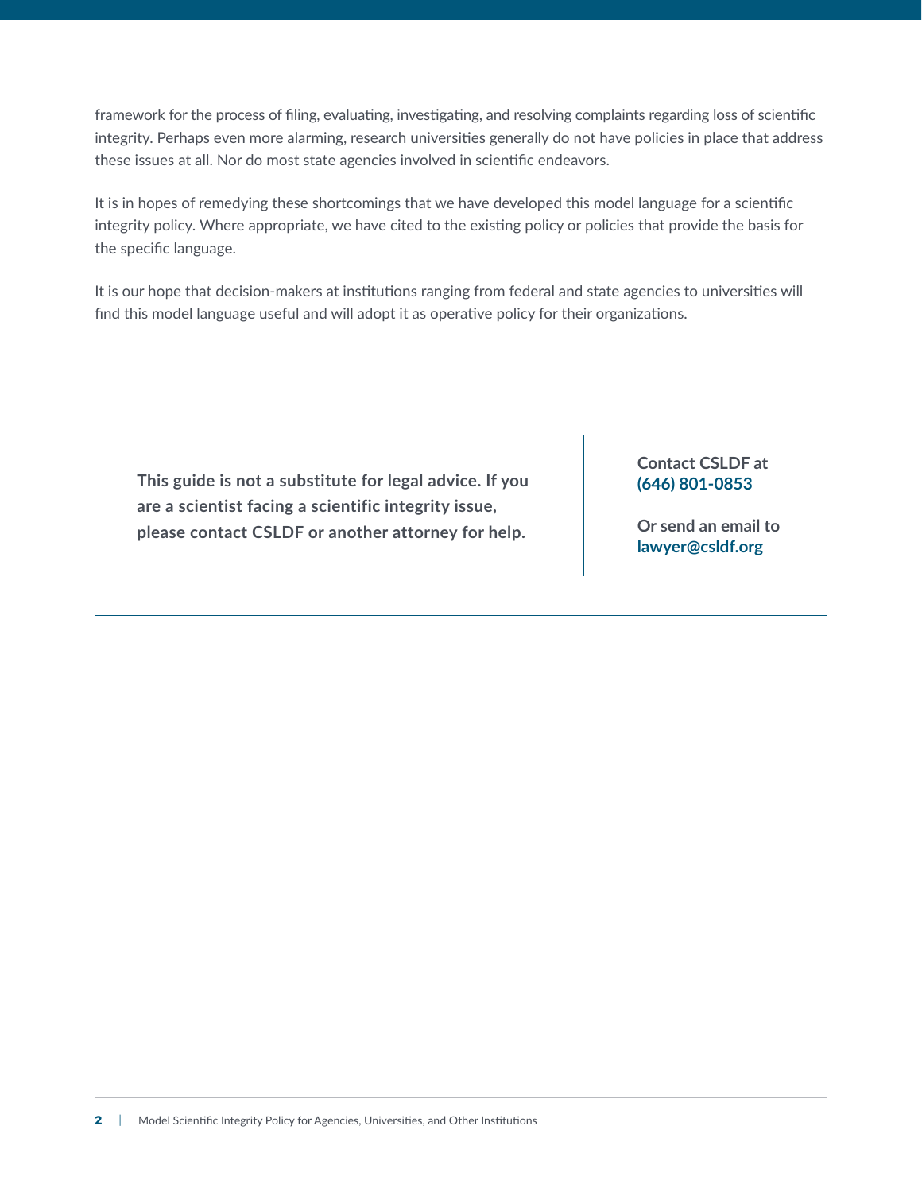framework for the process of filing, evaluating, investigating, and resolving complaints regarding loss of scientific integrity. Perhaps even more alarming, research universities generally do not have policies in place that address these issues at all. Nor do most state agencies involved in scientific endeavors.

It is in hopes of remedying these shortcomings that we have developed this model language for a scientific integrity policy. Where appropriate, we have cited to the existing policy or policies that provide the basis for the specific language.

It is our hope that decision-makers at institutions ranging from federal and state agencies to universities will find this model language useful and will adopt it as operative policy for their organizations.

**This guide is not a substitute for legal advice. If you are a scientist facing a scientific integrity issue, please contact CSLDF or another attorney for help.**

**Contact CSLDF at (646) 801-0853**

**Or send an email to lawyer@csldf.org**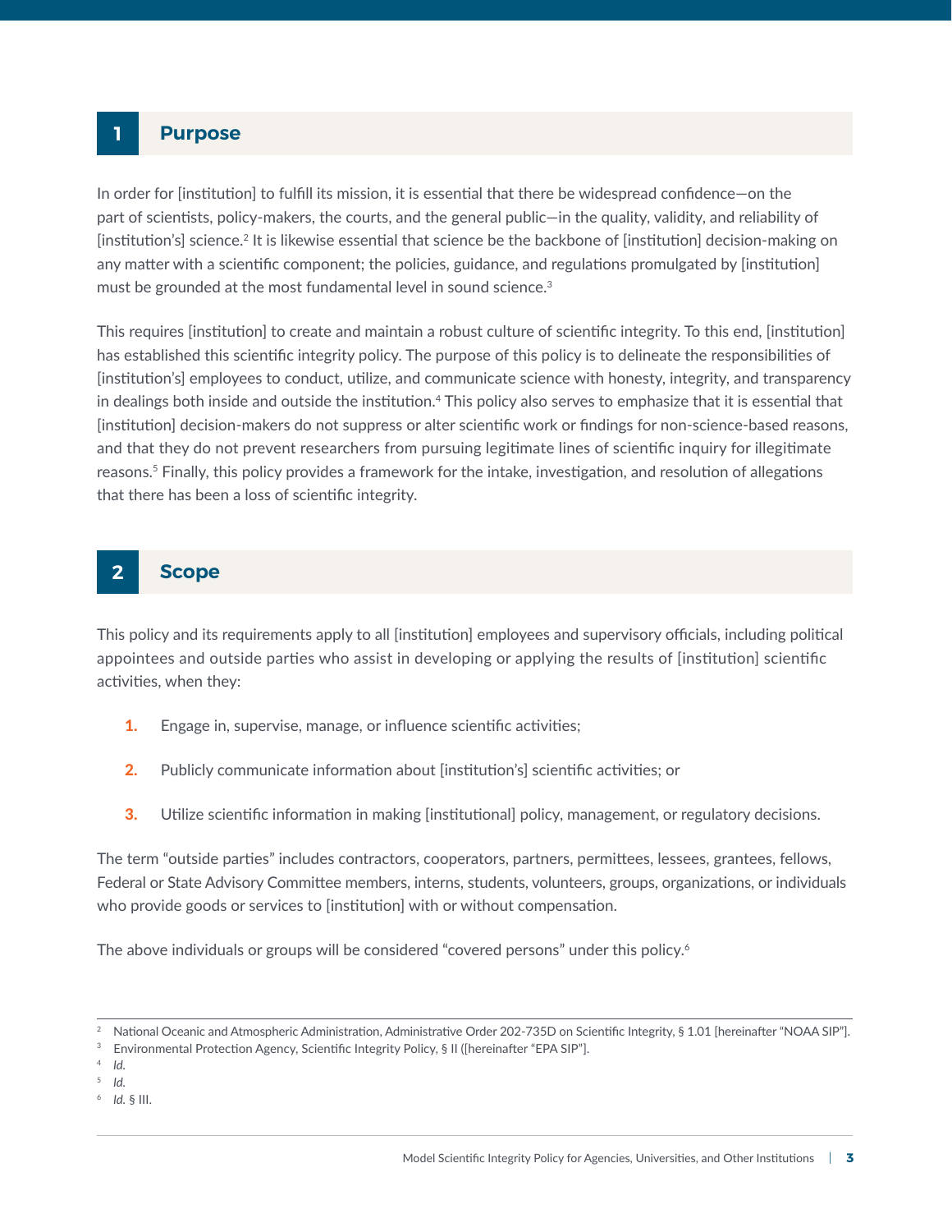## 1 Purpose

In order for [institution] to fulfill its mission, it is essential that there be widespread confidence—on the part of scientists, policy-makers, the courts, and the general public—in the quality, validity, and reliability of [institution's] science.[2] It is likewise essential that science be the backbone of [institution] decision-making on any matter with a scientific component; the policies, guidance, and regulations promulgated by [institution] must be grounded at the most fundamental level in sound science.[3]

This requires [institution] to create and maintain a robust culture of scientific integrity. To this end, [institution] has established this scientific integrity policy. The purpose of this policy is to delineate the responsibilities of [institution's] employees to conduct, utilize, and communicate science with honesty, integrity, and transparency in dealings both inside and outside the institution.[4] This policy also serves to emphasize that it is essential that [institution] decision-makers do not suppress or alter scientific work or findings for non-science-based reasons, and that they do not prevent researchers from pursuing legitimate lines of scientific inquiry for illegitimate reasons.[5] Finally, this policy provides a framework for the intake, investigation, and resolution of allegations that there has been a loss of scientific integrity.

## 2 Scope

This policy and its requirements apply to all [institution] employees and supervisory officials, including political appointees and outside parties who assist in developing or applying the results of [institution] scientific activities, when they:

1. Engage in, supervise, manage, or influence scientific activities;
2. Publicly communicate information about [institution's] scientific activities; or
3. Utilize scientific information in making [institutional] policy, management, or regulatory decisions.

The term "outside parties" includes contractors, cooperators, partners, permittees, lessees, grantees, fellows, Federal or State Advisory Committee members, interns, students, volunteers, groups, organizations, or individuals who provide goods or services to [institution] with or without compensation.

The above individuals or groups will be considered "covered persons" under this policy.[6]

---

[2] National Oceanic and Atmospheric Administration, Administrative Order 202-735D on Scientific Integrity, § 1.01 [hereinafter "NOAA SIP"].

[3] Environmental Protection Agency, Scientific Integrity Policy, § II ([hereinafter "EPA SIP"].

[4] *Id.*

[5] *Id.*

[6] *Id.* § III.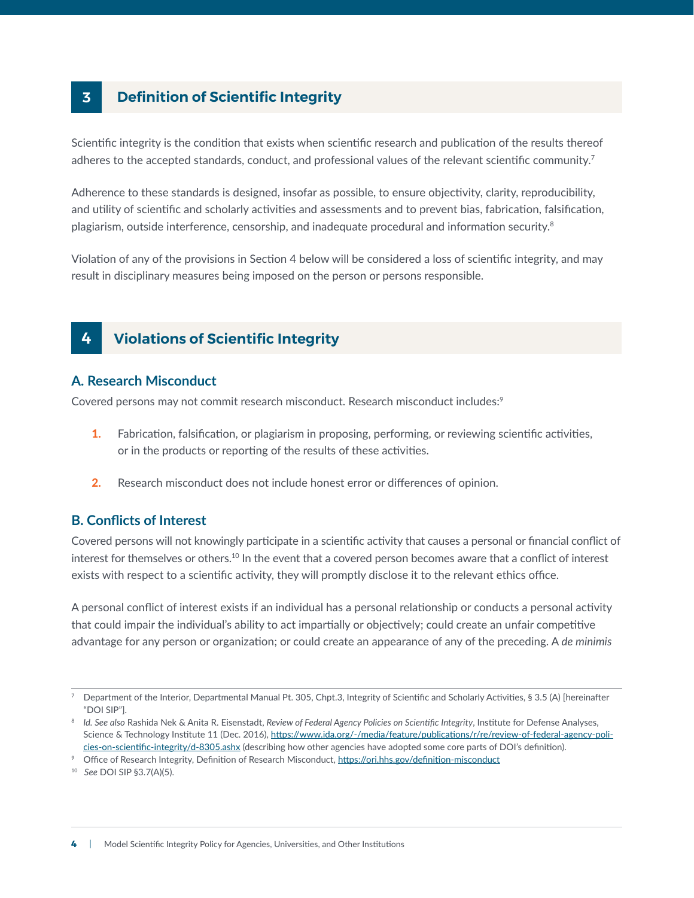## 3 Definition of Scientific Integrity

Scientific integrity is the condition that exists when scientific research and publication of the results thereof adheres to the accepted standards, conduct, and professional values of the relevant scientific community.[7]

Adherence to these standards is designed, insofar as possible, to ensure objectivity, clarity, reproducibility, and utility of scientific and scholarly activities and assessments and to prevent bias, fabrication, falsification, plagiarism, outside interference, censorship, and inadequate procedural and information security.[8]

Violation of any of the provisions in Section 4 below will be considered a loss of scientific integrity, and may result in disciplinary measures being imposed on the person or persons responsible.

## 4 Violations of Scientific Integrity

### A. Research Misconduct

Covered persons may not commit research misconduct. Research misconduct includes:[9]

1. Fabrication, falsification, or plagiarism in proposing, performing, or reviewing scientific activities, or in the products or reporting of the results of these activities.
2. Research misconduct does not include honest error or differences of opinion.

### B. Conflicts of Interest

Covered persons will not knowingly participate in a scientific activity that causes a personal or financial conflict of interest for themselves or others.[10] In the event that a covered person becomes aware that a conflict of interest exists with respect to a scientific activity, they will promptly disclose it to the relevant ethics office.

A personal conflict of interest exists if an individual has a personal relationship or conducts a personal activity that could impair the individual's ability to act impartially or objectively; could create an unfair competitive advantage for any person or organization; or could create an appearance of any of the preceding. A *de minimis*

---

[7] Department of the Interior, Departmental Manual Pt. 305, Chpt.3, Integrity of Scientific and Scholarly Activities, § 3.5 (A) [hereinafter "DOI SIP"].

[8] *Id. See also* Rashida Nek & Anita R. Eisenstadt, *Review of Federal Agency Policies on Scientific Integrity*, Institute for Defense Analyses, Science & Technology Institute 11 (Dec. 2016), https://www.ida.org/-/media/feature/publications/r/re/review-of-federal-agency-policies-on-scientific-integrity/d-8305.ashx (describing how other agencies have adopted some core parts of DOI's definition).

[9] Office of Research Integrity, Definition of Research Misconduct, https://ori.hhs.gov/definition-misconduct

[10] *See* DOI SIP §3.7(A)(5).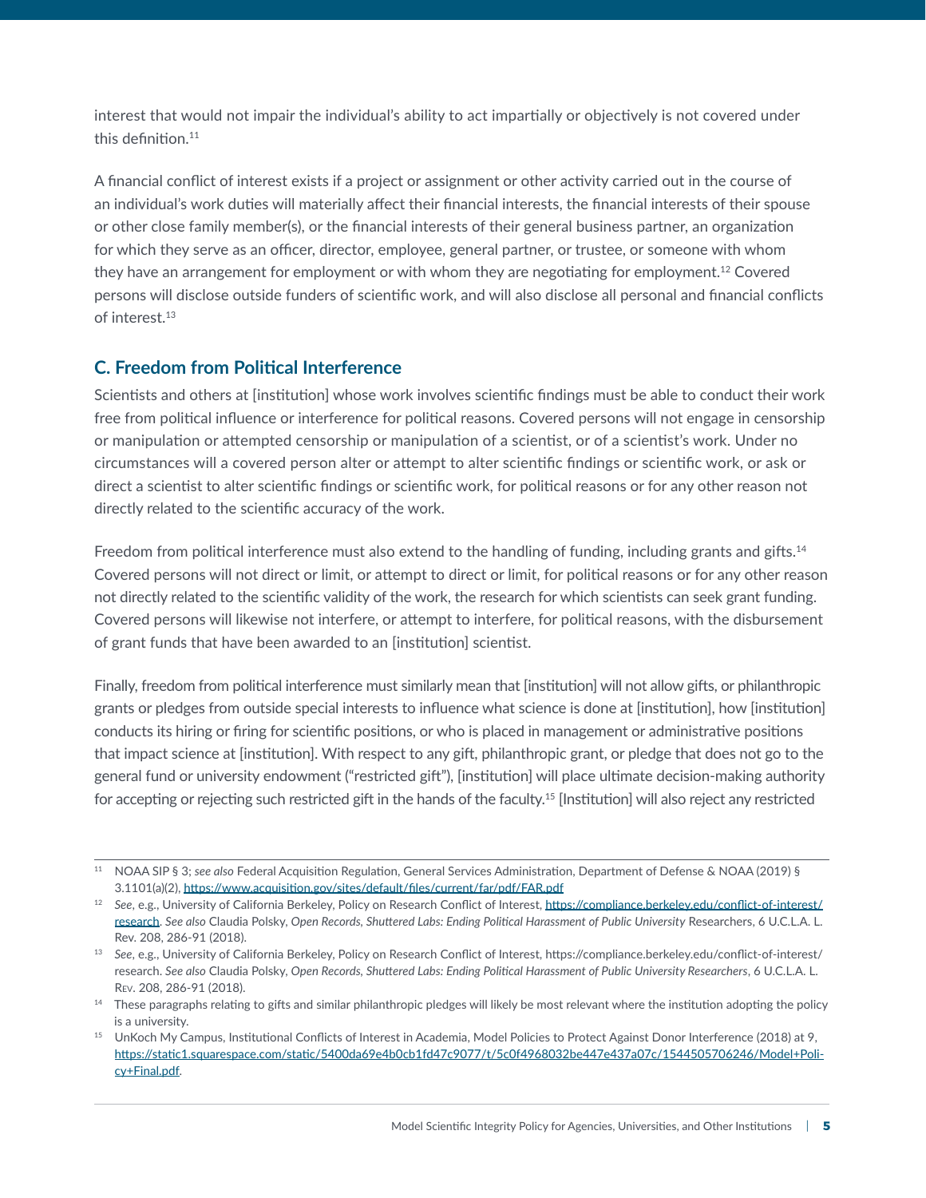interest that would not impair the individual's ability to act impartially or objectively is not covered under this definition.[11]

A financial conflict of interest exists if a project or assignment or other activity carried out in the course of an individual's work duties will materially affect their financial interests, the financial interests of their spouse or other close family member(s), or the financial interests of their general business partner, an organization for which they serve as an officer, director, employee, general partner, or trustee, or someone with whom they have an arrangement for employment or with whom they are negotiating for employment.[12] Covered persons will disclose outside funders of scientific work, and will also disclose all personal and financial conflicts of interest.[13]

### C. Freedom from Political Interference

Scientists and others at [institution] whose work involves scientific findings must be able to conduct their work free from political influence or interference for political reasons. Covered persons will not engage in censorship or manipulation or attempted censorship or manipulation of a scientist, or of a scientist's work. Under no circumstances will a covered person alter or attempt to alter scientific findings or scientific work, or ask or direct a scientist to alter scientific findings or scientific work, for political reasons or for any other reason not directly related to the scientific accuracy of the work.

Freedom from political interference must also extend to the handling of funding, including grants and gifts.[14] Covered persons will not direct or limit, or attempt to direct or limit, for political reasons or for any other reason not directly related to the scientific validity of the work, the research for which scientists can seek grant funding. Covered persons will likewise not interfere, or attempt to interfere, for political reasons, with the disbursement of grant funds that have been awarded to an [institution] scientist.

Finally, freedom from political interference must similarly mean that [institution] will not allow gifts, or philanthropic grants or pledges from outside special interests to influence what science is done at [institution], how [institution] conducts its hiring or firing for scientific positions, or who is placed in management or administrative positions that impact science at [institution]. With respect to any gift, philanthropic grant, or pledge that does not go to the general fund or university endowment ("restricted gift"), [institution] will place ultimate decision-making authority for accepting or rejecting such restricted gift in the hands of the faculty.[15] [Institution] will also reject any restricted

---

[11] NOAA SIP § 3; *see also* Federal Acquisition Regulation, General Services Administration, Department of Defense & NOAA (2019) § 3.1101(a)(2), https://www.acquisition.gov/sites/default/files/current/far/pdf/FAR.pdf

[12] *See*, e.g., University of California Berkeley, Policy on Research Conflict of Interest, https://compliance.berkeley.edu/conflict-of-interest/research. *See also* Claudia Polsky, *Open Records, Shuttered Labs: Ending Political Harassment of Public University* Researchers, 6 U.C.L.A. L. Rev. 208, 286-91 (2018).

[13] *See*, e.g., University of California Berkeley, Policy on Research Conflict of Interest, https://compliance.berkeley.edu/conflict-of-interest/research. *See also* Claudia Polsky, *Open Records, Shuttered Labs: Ending Political Harassment of Public University Researchers*, 6 U.C.L.A. L. Rev. 208, 286-91 (2018).

[14] These paragraphs relating to gifts and similar philanthropic pledges will likely be most relevant where the institution adopting the policy is a university.

[15] UnKoch My Campus, Institutional Conflicts of Interest in Academia, Model Policies to Protect Against Donor Interference (2018) at 9, https://static1.squarespace.com/static/5400da69e4b0cb1fd47c9077/t/5c0f4968032be447e437a07c/1544505706246/Model+Policy+Final.pdf.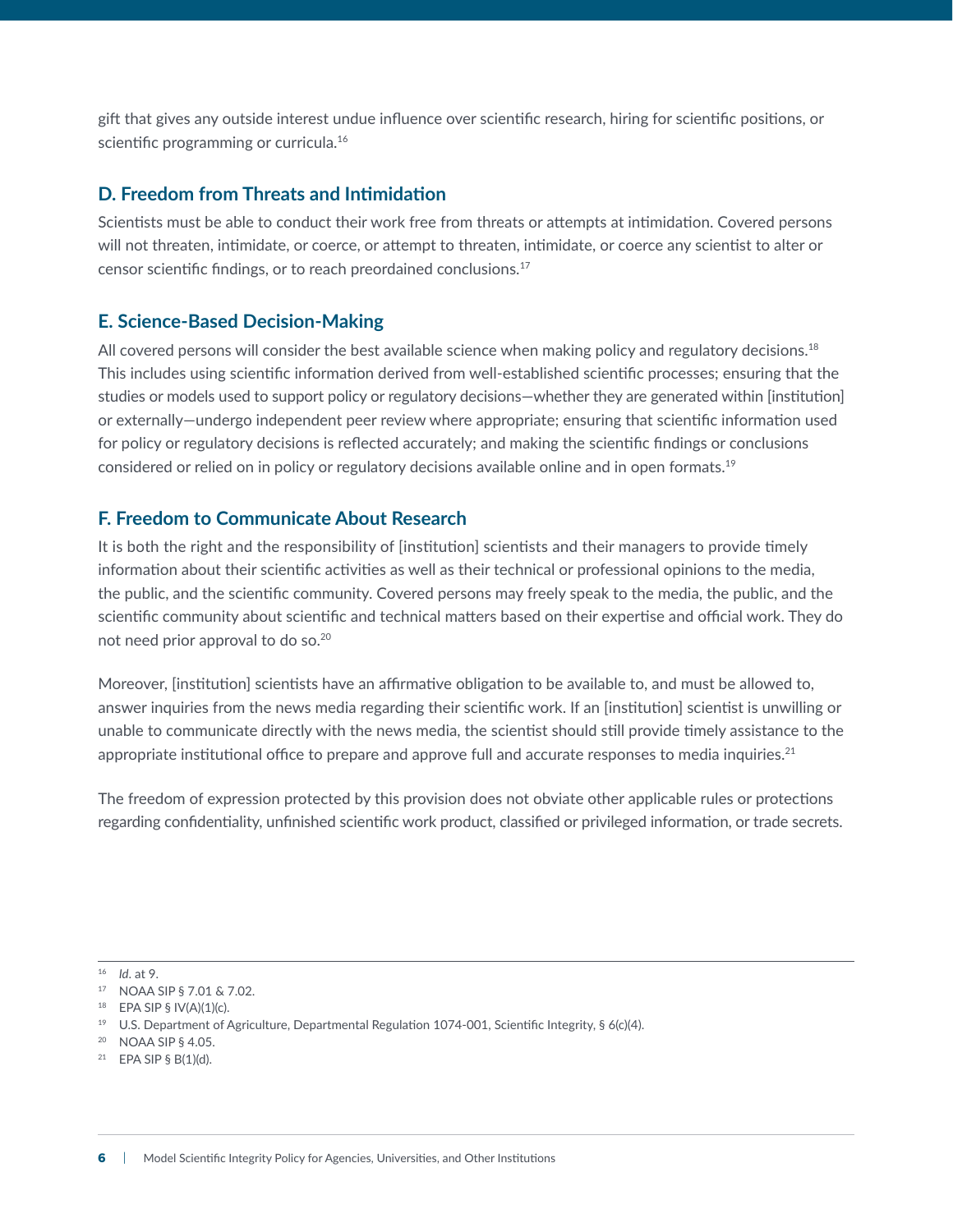gift that gives any outside interest undue influence over scientific research, hiring for scientific positions, or scientific programming or curricula.[16]

### D. Freedom from Threats and Intimidation

Scientists must be able to conduct their work free from threats or attempts at intimidation. Covered persons will not threaten, intimidate, or coerce, or attempt to threaten, intimidate, or coerce any scientist to alter or censor scientific findings, or to reach preordained conclusions.[17]

### E. Science-Based Decision-Making

All covered persons will consider the best available science when making policy and regulatory decisions.[18] This includes using scientific information derived from well-established scientific processes; ensuring that the studies or models used to support policy or regulatory decisions—whether they are generated within [institution] or externally—undergo independent peer review where appropriate; ensuring that scientific information used for policy or regulatory decisions is reflected accurately; and making the scientific findings or conclusions considered or relied on in policy or regulatory decisions available online and in open formats.[19]

### F. Freedom to Communicate About Research

It is both the right and the responsibility of [institution] scientists and their managers to provide timely information about their scientific activities as well as their technical or professional opinions to the media, the public, and the scientific community. Covered persons may freely speak to the media, the public, and the scientific community about scientific and technical matters based on their expertise and official work. They do not need prior approval to do so.[20]

Moreover, [institution] scientists have an affirmative obligation to be available to, and must be allowed to, answer inquiries from the news media regarding their scientific work. If an [institution] scientist is unwilling or unable to communicate directly with the news media, the scientist should still provide timely assistance to the appropriate institutional office to prepare and approve full and accurate responses to media inquiries.[21]

The freedom of expression protected by this provision does not obviate other applicable rules or protections regarding confidentiality, unfinished scientific work product, classified or privileged information, or trade secrets.

---

[16] *Id*. at 9.

[17] NOAA SIP § 7.01 & 7.02.

[18] EPA SIP § IV(A)(1)(c).

[19] U.S. Department of Agriculture, Departmental Regulation 1074-001, Scientific Integrity, § 6(c)(4).

[20] NOAA SIP § 4.05.

[21] EPA SIP § B(1)(d).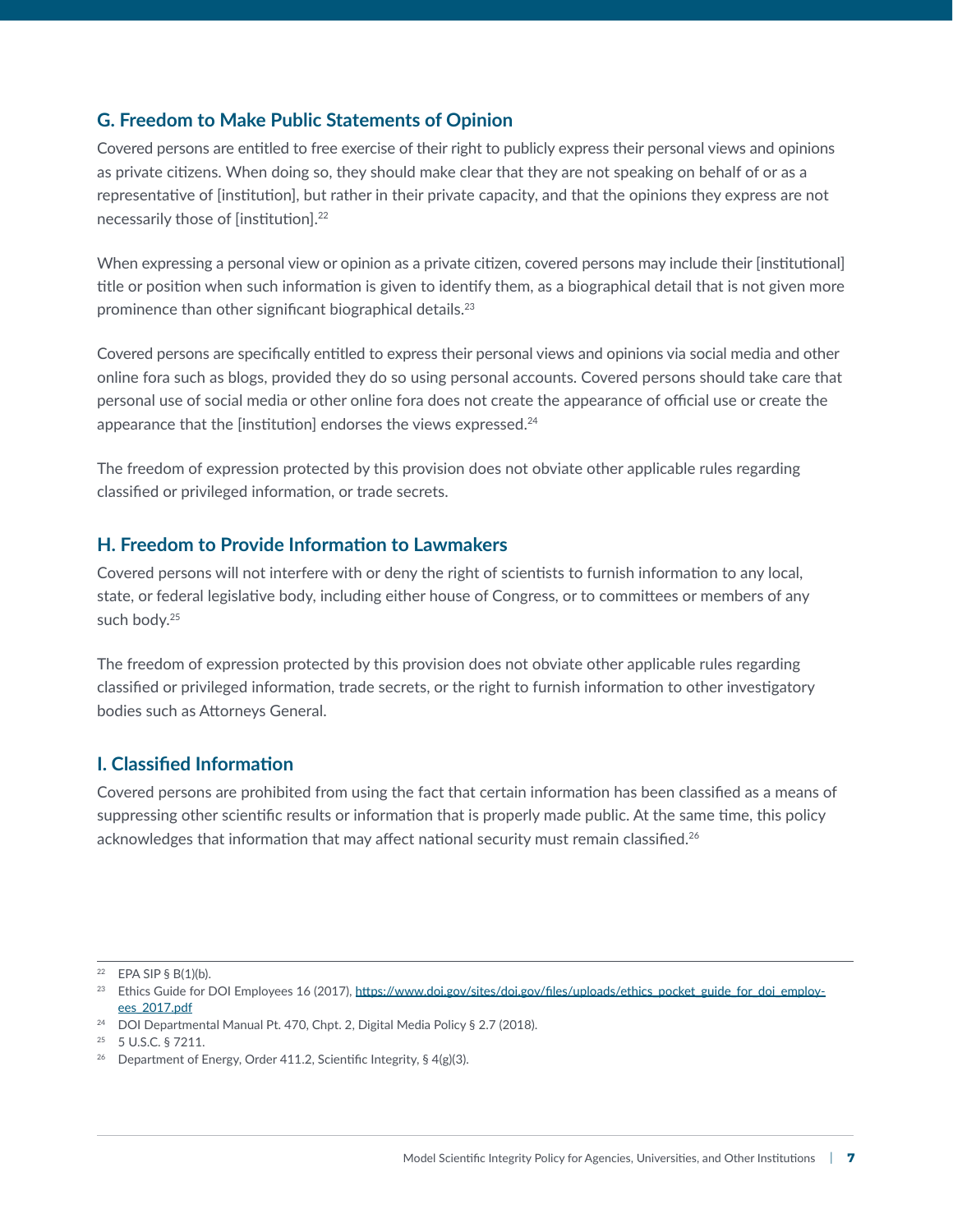## G. Freedom to Make Public Statements of Opinion

Covered persons are entitled to free exercise of their right to publicly express their personal views and opinions as private citizens. When doing so, they should make clear that they are not speaking on behalf of or as a representative of [institution], but rather in their private capacity, and that the opinions they express are not necessarily those of [institution].[22]

When expressing a personal view or opinion as a private citizen, covered persons may include their [institutional] title or position when such information is given to identify them, as a biographical detail that is not given more prominence than other significant biographical details.[23]

Covered persons are specifically entitled to express their personal views and opinions via social media and other online fora such as blogs, provided they do so using personal accounts. Covered persons should take care that personal use of social media or other online fora does not create the appearance of official use or create the appearance that the [institution] endorses the views expressed.[24]

The freedom of expression protected by this provision does not obviate other applicable rules regarding classified or privileged information, or trade secrets.

## H. Freedom to Provide Information to Lawmakers

Covered persons will not interfere with or deny the right of scientists to furnish information to any local, state, or federal legislative body, including either house of Congress, or to committees or members of any such body.[25]

The freedom of expression protected by this provision does not obviate other applicable rules regarding classified or privileged information, trade secrets, or the right to furnish information to other investigatory bodies such as Attorneys General.

## I. Classified Information

Covered persons are prohibited from using the fact that certain information has been classified as a means of suppressing other scientific results or information that is properly made public. At the same time, this policy acknowledges that information that may affect national security must remain classified.[26]

---

[22] EPA SIP § B(1)(b).

[23] Ethics Guide for DOI Employees 16 (2017), https://www.doi.gov/sites/doi.gov/files/uploads/ethics_pocket_guide_for_doi_employees_2017.pdf

[24] DOI Departmental Manual Pt. 470, Chpt. 2, Digital Media Policy § 2.7 (2018).

[25] 5 U.S.C. § 7211.

[26] Department of Energy, Order 411.2, Scientific Integrity, § 4(g)(3).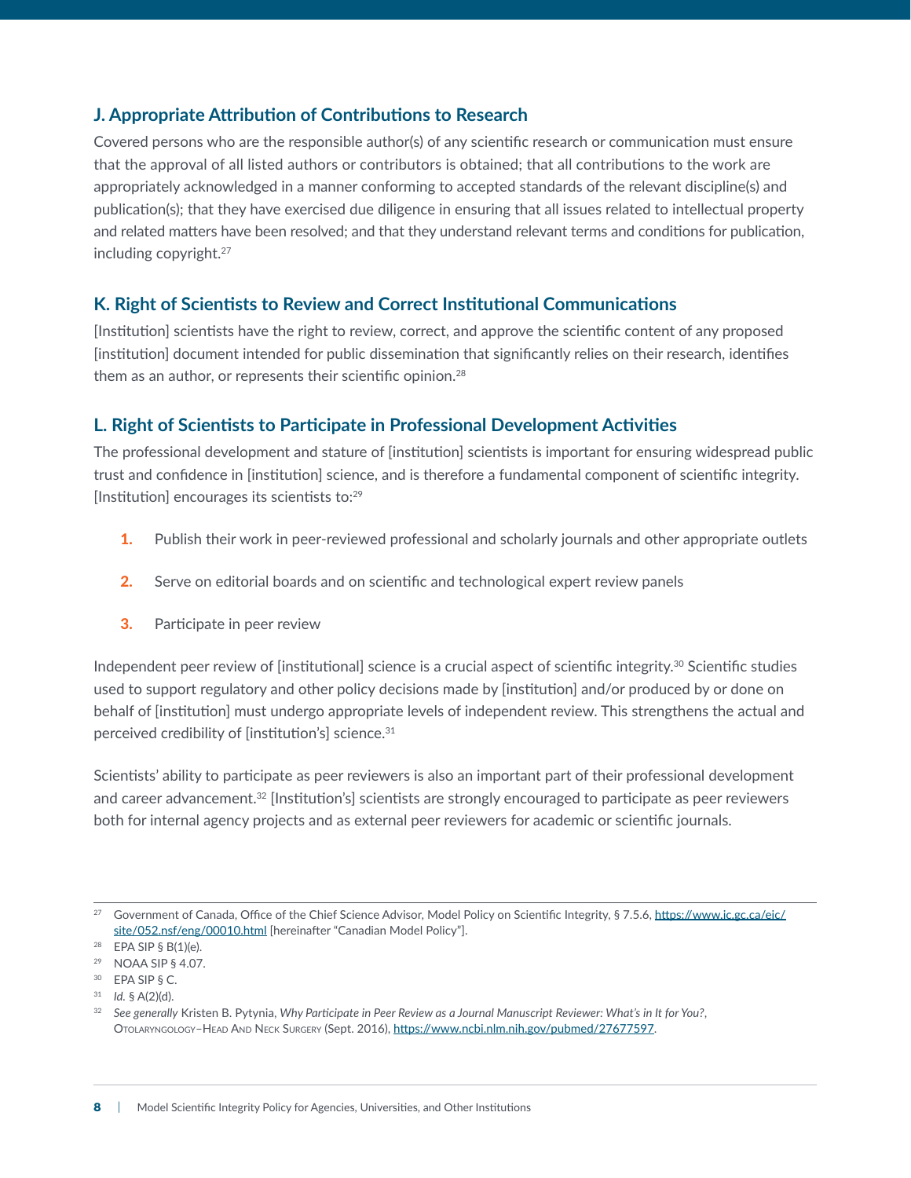### J. Appropriate Attribution of Contributions to Research

Covered persons who are the responsible author(s) of any scientific research or communication must ensure that the approval of all listed authors or contributors is obtained; that all contributions to the work are appropriately acknowledged in a manner conforming to accepted standards of the relevant discipline(s) and publication(s); that they have exercised due diligence in ensuring that all issues related to intellectual property and related matters have been resolved; and that they understand relevant terms and conditions for publication, including copyright.[27]

### K. Right of Scientists to Review and Correct Institutional Communications

[Institution] scientists have the right to review, correct, and approve the scientific content of any proposed [institution] document intended for public dissemination that significantly relies on their research, identifies them as an author, or represents their scientific opinion.[28]

### L. Right of Scientists to Participate in Professional Development Activities

The professional development and stature of [institution] scientists is important for ensuring widespread public trust and confidence in [institution] science, and is therefore a fundamental component of scientific integrity. [Institution] encourages its scientists to:[29]

1. Publish their work in peer-reviewed professional and scholarly journals and other appropriate outlets
2. Serve on editorial boards and on scientific and technological expert review panels
3. Participate in peer review

Independent peer review of [institutional] science is a crucial aspect of scientific integrity.[30] Scientific studies used to support regulatory and other policy decisions made by [institution] and/or produced by or done on behalf of [institution] must undergo appropriate levels of independent review. This strengthens the actual and perceived credibility of [institution's] science.[31]

Scientists' ability to participate as peer reviewers is also an important part of their professional development and career advancement.[32] [Institution's] scientists are strongly encouraged to participate as peer reviewers both for internal agency projects and as external peer reviewers for academic or scientific journals.

---

[27] Government of Canada, Office of the Chief Science Advisor, Model Policy on Scientific Integrity, § 7.5.6, https://www.ic.gc.ca/eic/site/052.nsf/eng/00010.html [hereinafter "Canadian Model Policy"].

[28] EPA SIP § B(1)(e).

[29] NOAA SIP § 4.07.

[30] EPA SIP § C.

[31] *Id.* § A(2)(d).

[32] *See generally* Kristen B. Pytynia, *Why Participate in Peer Review as a Journal Manuscript Reviewer: What's in It for You?*, Otolaryngology–Head And Neck Surgery (Sept. 2016), https://www.ncbi.nlm.nih.gov/pubmed/27677597.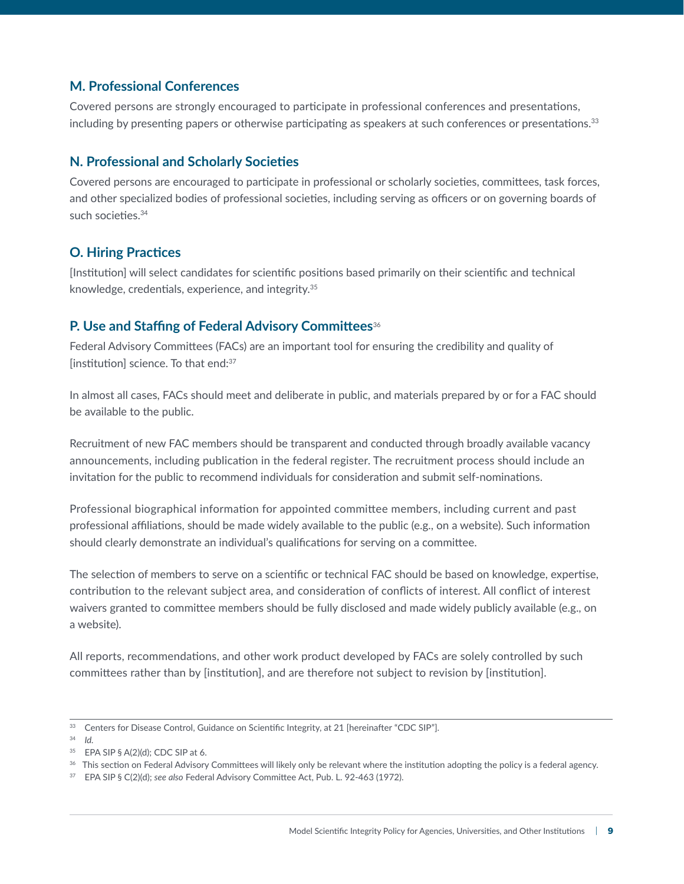## M. Professional Conferences

Covered persons are strongly encouraged to participate in professional conferences and presentations, including by presenting papers or otherwise participating as speakers at such conferences or presentations.[33]

## N. Professional and Scholarly Societies

Covered persons are encouraged to participate in professional or scholarly societies, committees, task forces, and other specialized bodies of professional societies, including serving as officers or on governing boards of such societies.[34]

## O. Hiring Practices

[Institution] will select candidates for scientific positions based primarily on their scientific and technical knowledge, credentials, experience, and integrity.[35]

## P. Use and Staffing of Federal Advisory Committees[36]

Federal Advisory Committees (FACs) are an important tool for ensuring the credibility and quality of [institution] science. To that end:[37]

In almost all cases, FACs should meet and deliberate in public, and materials prepared by or for a FAC should be available to the public.

Recruitment of new FAC members should be transparent and conducted through broadly available vacancy announcements, including publication in the federal register. The recruitment process should include an invitation for the public to recommend individuals for consideration and submit self-nominations.

Professional biographical information for appointed committee members, including current and past professional affiliations, should be made widely available to the public (e.g., on a website). Such information should clearly demonstrate an individual's qualifications for serving on a committee.

The selection of members to serve on a scientific or technical FAC should be based on knowledge, expertise, contribution to the relevant subject area, and consideration of conflicts of interest. All conflict of interest waivers granted to committee members should be fully disclosed and made widely publicly available (e.g., on a website).

All reports, recommendations, and other work product developed by FACs are solely controlled by such committees rather than by [institution], and are therefore not subject to revision by [institution].

---

[33] Centers for Disease Control, Guidance on Scientific Integrity, at 21 [hereinafter "CDC SIP"].

[34] *Id.*

[35] EPA SIP § A(2)(d); CDC SIP at 6.

[36] This section on Federal Advisory Committees will likely only be relevant where the institution adopting the policy is a federal agency.

[37] EPA SIP § C(2)(d); *see also* Federal Advisory Committee Act, Pub. L. 92-463 (1972).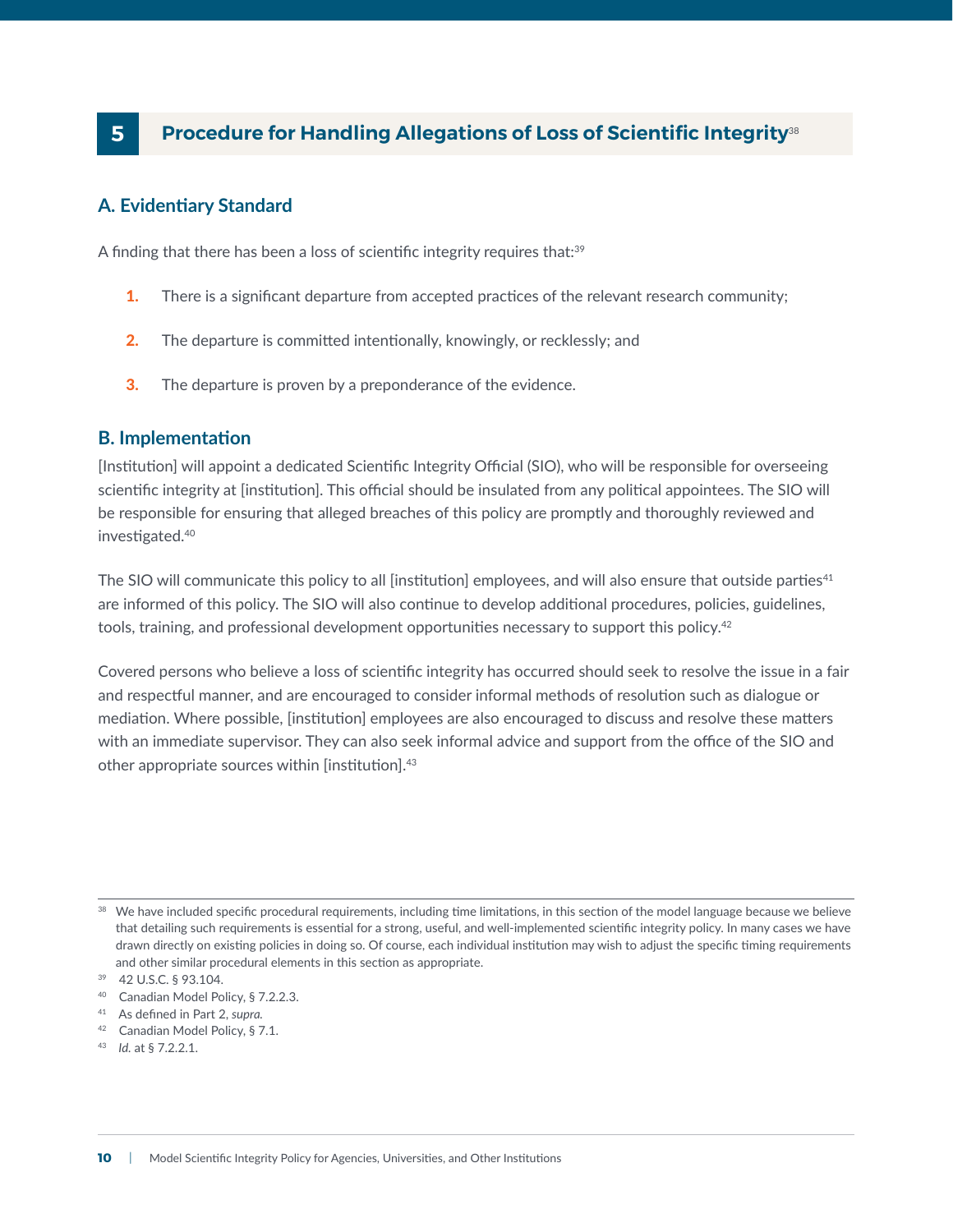## 5 Procedure for Handling Allegations of Loss of Scientific Integrity[38]

### A. Evidentiary Standard

A finding that there has been a loss of scientific integrity requires that:[39]

1. There is a significant departure from accepted practices of the relevant research community;
2. The departure is committed intentionally, knowingly, or recklessly; and
3. The departure is proven by a preponderance of the evidence.

### B. Implementation

[Institution] will appoint a dedicated Scientific Integrity Official (SIO), who will be responsible for overseeing scientific integrity at [institution]. This official should be insulated from any political appointees. The SIO will be responsible for ensuring that alleged breaches of this policy are promptly and thoroughly reviewed and investigated.[40]

The SIO will communicate this policy to all [institution] employees, and will also ensure that outside parties[41] are informed of this policy. The SIO will also continue to develop additional procedures, policies, guidelines, tools, training, and professional development opportunities necessary to support this policy.[42]

Covered persons who believe a loss of scientific integrity has occurred should seek to resolve the issue in a fair and respectful manner, and are encouraged to consider informal methods of resolution such as dialogue or mediation. Where possible, [institution] employees are also encouraged to discuss and resolve these matters with an immediate supervisor. They can also seek informal advice and support from the office of the SIO and other appropriate sources within [institution].[43]

---

[38] We have included specific procedural requirements, including time limitations, in this section of the model language because we believe that detailing such requirements is essential for a strong, useful, and well-implemented scientific integrity policy. In many cases we have drawn directly on existing policies in doing so. Of course, each individual institution may wish to adjust the specific timing requirements and other similar procedural elements in this section as appropriate.

[39] 42 U.S.C. § 93.104.

[40] Canadian Model Policy, § 7.2.2.3.

[41] As defined in Part 2, *supra.*

[42] Canadian Model Policy, § 7.1.

[43] *Id.* at § 7.2.2.1.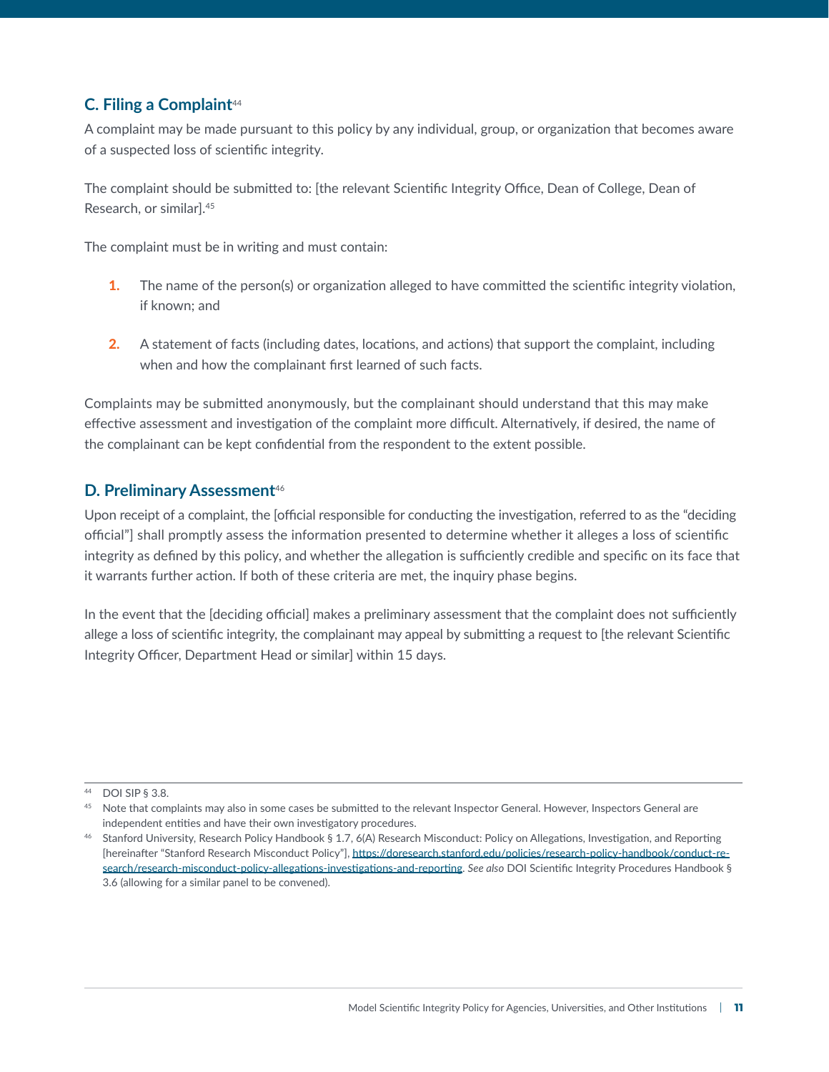### C. Filing a Complaint[44]

A complaint may be made pursuant to this policy by any individual, group, or organization that becomes aware of a suspected loss of scientific integrity.

The complaint should be submitted to: [the relevant Scientific Integrity Office, Dean of College, Dean of Research, or similar].[45]

The complaint must be in writing and must contain:

1. The name of the person(s) or organization alleged to have committed the scientific integrity violation, if known; and
2. A statement of facts (including dates, locations, and actions) that support the complaint, including when and how the complainant first learned of such facts.

Complaints may be submitted anonymously, but the complainant should understand that this may make effective assessment and investigation of the complaint more difficult. Alternatively, if desired, the name of the complainant can be kept confidential from the respondent to the extent possible.

### D. Preliminary Assessment[46]

Upon receipt of a complaint, the [official responsible for conducting the investigation, referred to as the "deciding official"] shall promptly assess the information presented to determine whether it alleges a loss of scientific integrity as defined by this policy, and whether the allegation is sufficiently credible and specific on its face that it warrants further action. If both of these criteria are met, the inquiry phase begins.

In the event that the [deciding official] makes a preliminary assessment that the complaint does not sufficiently allege a loss of scientific integrity, the complainant may appeal by submitting a request to [the relevant Scientific Integrity Officer, Department Head or similar] within 15 days.

---

[44] DOI SIP § 3.8.

[45] Note that complaints may also in some cases be submitted to the relevant Inspector General. However, Inspectors General are independent entities and have their own investigatory procedures.

[46] Stanford University, Research Policy Handbook § 1.7, 6(A) Research Misconduct: Policy on Allegations, Investigation, and Reporting [hereinafter "Stanford Research Misconduct Policy"], https://doresearch.stanford.edu/policies/research-policy-handbook/conduct-research/research-misconduct-policy-allegations-investigations-and-reporting. *See also* DOI Scientific Integrity Procedures Handbook § 3.6 (allowing for a similar panel to be convened).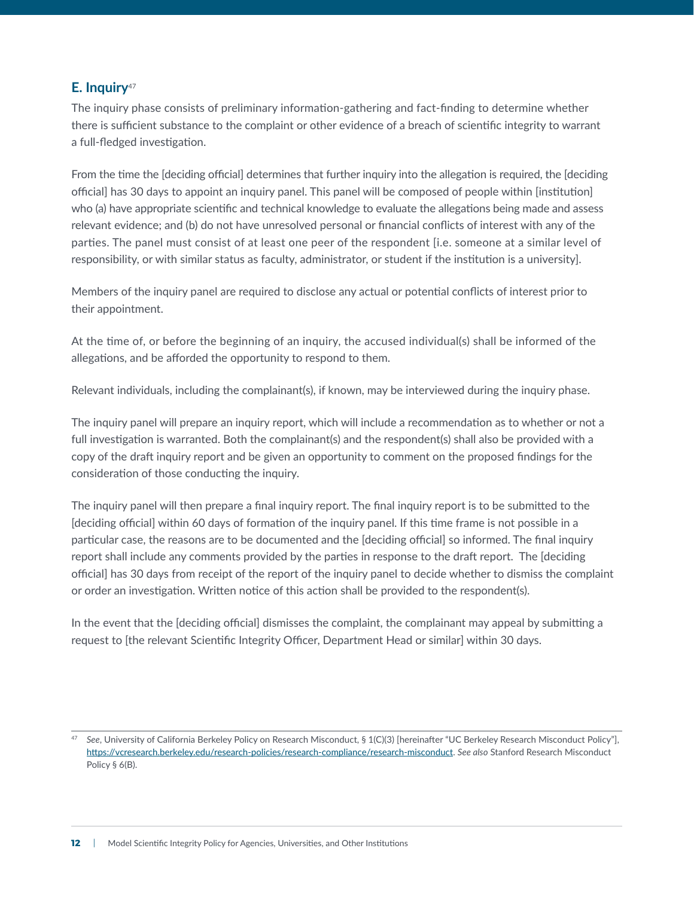## E. Inquiry[47]

The inquiry phase consists of preliminary information-gathering and fact-finding to determine whether there is sufficient substance to the complaint or other evidence of a breach of scientific integrity to warrant a full-fledged investigation.

From the time the [deciding official] determines that further inquiry into the allegation is required, the [deciding official] has 30 days to appoint an inquiry panel. This panel will be composed of people within [institution] who (a) have appropriate scientific and technical knowledge to evaluate the allegations being made and assess relevant evidence; and (b) do not have unresolved personal or financial conflicts of interest with any of the parties. The panel must consist of at least one peer of the respondent [i.e. someone at a similar level of responsibility, or with similar status as faculty, administrator, or student if the institution is a university].

Members of the inquiry panel are required to disclose any actual or potential conflicts of interest prior to their appointment.

At the time of, or before the beginning of an inquiry, the accused individual(s) shall be informed of the allegations, and be afforded the opportunity to respond to them.

Relevant individuals, including the complainant(s), if known, may be interviewed during the inquiry phase.

The inquiry panel will prepare an inquiry report, which will include a recommendation as to whether or not a full investigation is warranted. Both the complainant(s) and the respondent(s) shall also be provided with a copy of the draft inquiry report and be given an opportunity to comment on the proposed findings for the consideration of those conducting the inquiry.

The inquiry panel will then prepare a final inquiry report. The final inquiry report is to be submitted to the [deciding official] within 60 days of formation of the inquiry panel. If this time frame is not possible in a particular case, the reasons are to be documented and the [deciding official] so informed. The final inquiry report shall include any comments provided by the parties in response to the draft report. The [deciding official] has 30 days from receipt of the report of the inquiry panel to decide whether to dismiss the complaint or order an investigation. Written notice of this action shall be provided to the respondent(s).

In the event that the [deciding official] dismisses the complaint, the complainant may appeal by submitting a request to [the relevant Scientific Integrity Officer, Department Head or similar] within 30 days.

---

[47] *See*, University of California Berkeley Policy on Research Misconduct, § 1(C)(3) [hereinafter "UC Berkeley Research Misconduct Policy"], https://vcresearch.berkeley.edu/research-policies/research-compliance/research-misconduct. *See also* Stanford Research Misconduct Policy § 6(B).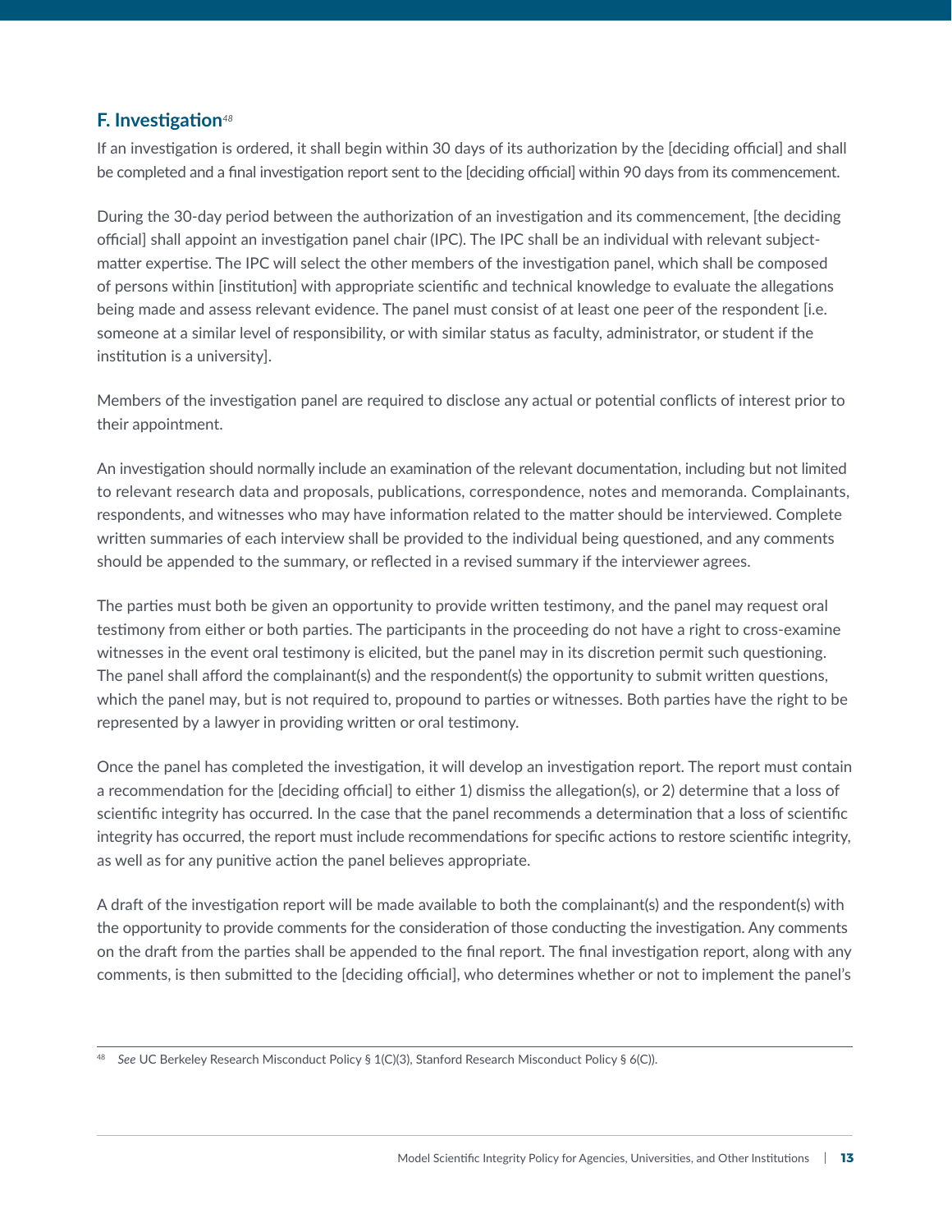## F. Investigation[48]

If an investigation is ordered, it shall begin within 30 days of its authorization by the [deciding official] and shall be completed and a final investigation report sent to the [deciding official] within 90 days from its commencement.

During the 30-day period between the authorization of an investigation and its commencement, [the deciding official] shall appoint an investigation panel chair (IPC). The IPC shall be an individual with relevant subject-matter expertise. The IPC will select the other members of the investigation panel, which shall be composed of persons within [institution] with appropriate scientific and technical knowledge to evaluate the allegations being made and assess relevant evidence. The panel must consist of at least one peer of the respondent [i.e. someone at a similar level of responsibility, or with similar status as faculty, administrator, or student if the institution is a university].

Members of the investigation panel are required to disclose any actual or potential conflicts of interest prior to their appointment.

An investigation should normally include an examination of the relevant documentation, including but not limited to relevant research data and proposals, publications, correspondence, notes and memoranda. Complainants, respondents, and witnesses who may have information related to the matter should be interviewed. Complete written summaries of each interview shall be provided to the individual being questioned, and any comments should be appended to the summary, or reflected in a revised summary if the interviewer agrees.

The parties must both be given an opportunity to provide written testimony, and the panel may request oral testimony from either or both parties. The participants in the proceeding do not have a right to cross-examine witnesses in the event oral testimony is elicited, but the panel may in its discretion permit such questioning. The panel shall afford the complainant(s) and the respondent(s) the opportunity to submit written questions, which the panel may, but is not required to, propound to parties or witnesses. Both parties have the right to be represented by a lawyer in providing written or oral testimony.

Once the panel has completed the investigation, it will develop an investigation report. The report must contain a recommendation for the [deciding official] to either 1) dismiss the allegation(s), or 2) determine that a loss of scientific integrity has occurred. In the case that the panel recommends a determination that a loss of scientific integrity has occurred, the report must include recommendations for specific actions to restore scientific integrity, as well as for any punitive action the panel believes appropriate.

A draft of the investigation report will be made available to both the complainant(s) and the respondent(s) with the opportunity to provide comments for the consideration of those conducting the investigation. Any comments on the draft from the parties shall be appended to the final report. The final investigation report, along with any comments, is then submitted to the [deciding official], who determines whether or not to implement the panel's

---

[48] *See* UC Berkeley Research Misconduct Policy § 1(C)(3), Stanford Research Misconduct Policy § 6(C)).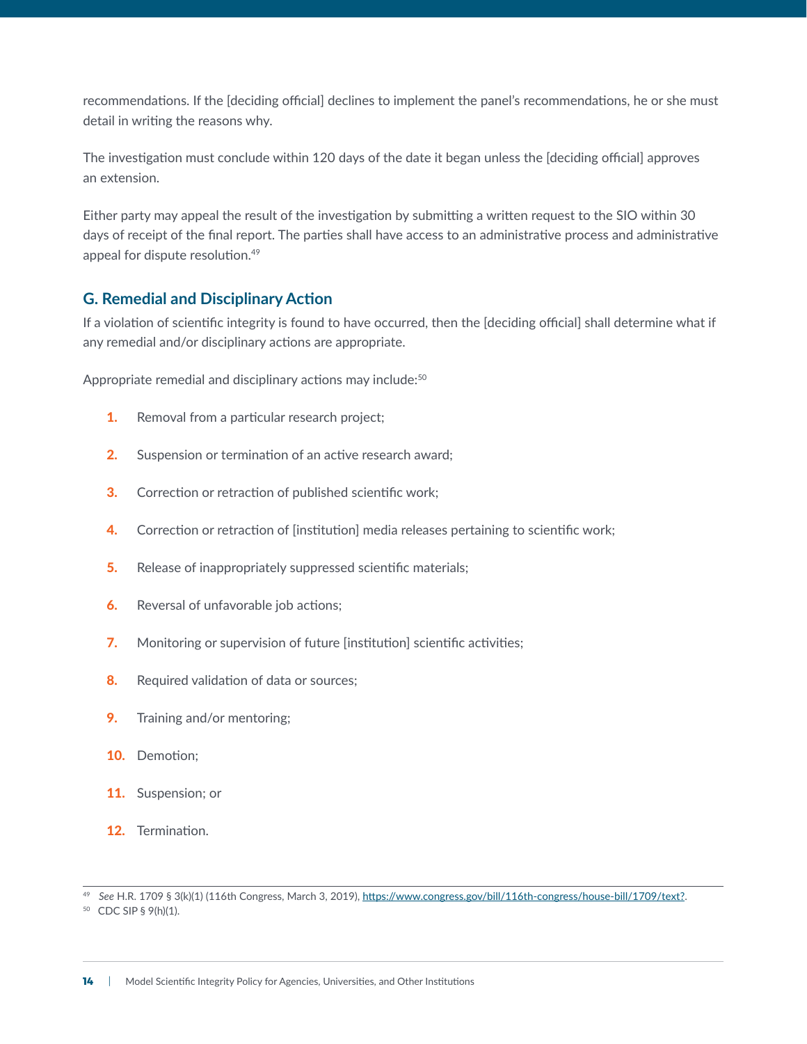recommendations. If the [deciding official] declines to implement the panel's recommendations, he or she must detail in writing the reasons why.

The investigation must conclude within 120 days of the date it began unless the [deciding official] approves an extension.

Either party may appeal the result of the investigation by submitting a written request to the SIO within 30 days of receipt of the final report. The parties shall have access to an administrative process and administrative appeal for dispute resolution.[49]

## G. Remedial and Disciplinary Action

If a violation of scientific integrity is found to have occurred, then the [deciding official] shall determine what if any remedial and/or disciplinary actions are appropriate.

Appropriate remedial and disciplinary actions may include:[50]

1. Removal from a particular research project;
2. Suspension or termination of an active research award;
3. Correction or retraction of published scientific work;
4. Correction or retraction of [institution] media releases pertaining to scientific work;
5. Release of inappropriately suppressed scientific materials;
6. Reversal of unfavorable job actions;
7. Monitoring or supervision of future [institution] scientific activities;
8. Required validation of data or sources;
9. Training and/or mentoring;
10. Demotion;
11. Suspension; or
12. Termination.

---

[49] *See* H.R. 1709 § 3(k)(1) (116th Congress, March 3, 2019), https://www.congress.gov/bill/116th-congress/house-bill/1709/text?.

[50] CDC SIP § 9(h)(1).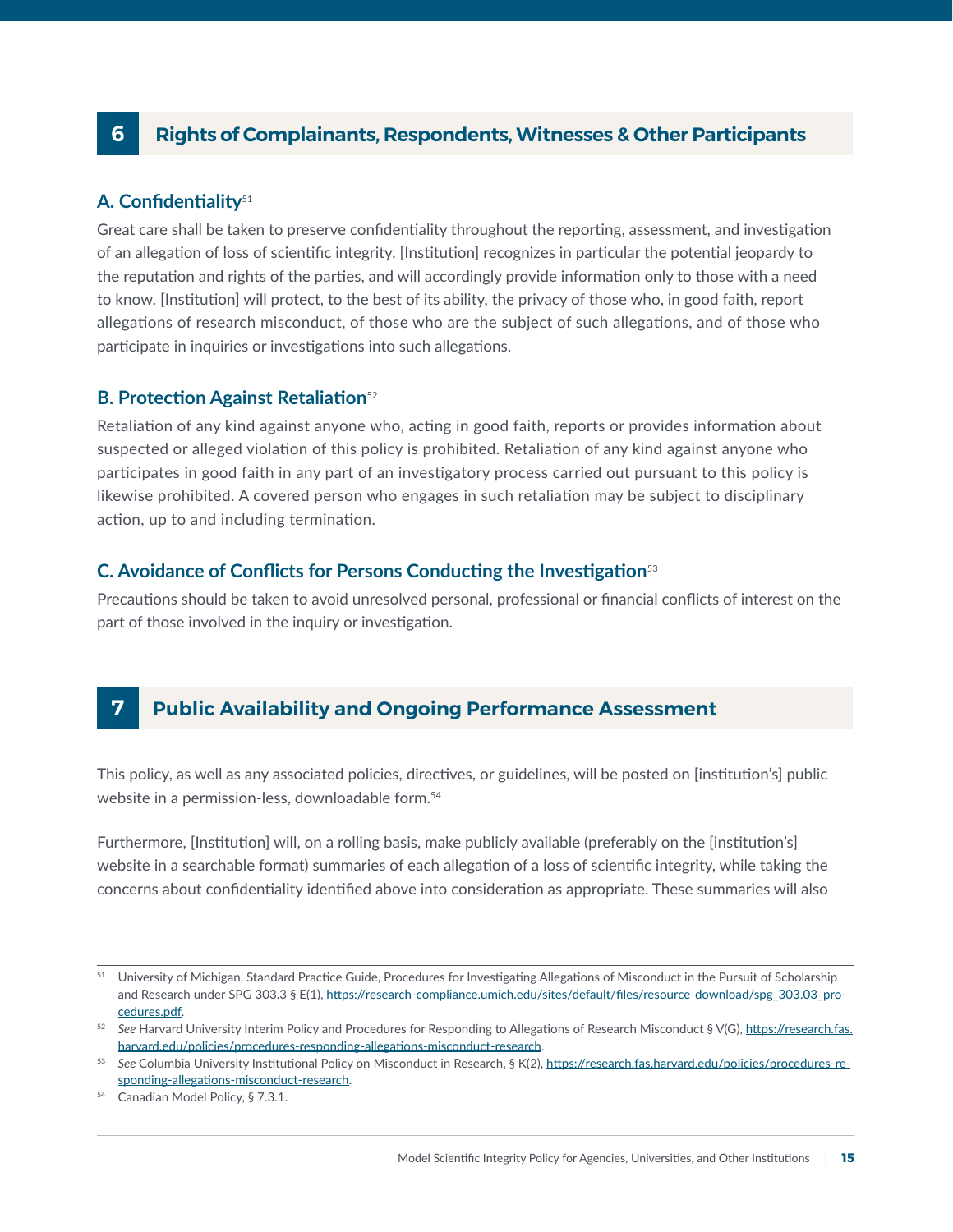## 6 Rights of Complainants, Respondents, Witnesses & Other Participants

### A. Confidentiality[51]

Great care shall be taken to preserve confidentiality throughout the reporting, assessment, and investigation of an allegation of loss of scientific integrity. [Institution] recognizes in particular the potential jeopardy to the reputation and rights of the parties, and will accordingly provide information only to those with a need to know. [Institution] will protect, to the best of its ability, the privacy of those who, in good faith, report allegations of research misconduct, of those who are the subject of such allegations, and of those who participate in inquiries or investigations into such allegations.

### B. Protection Against Retaliation[52]

Retaliation of any kind against anyone who, acting in good faith, reports or provides information about suspected or alleged violation of this policy is prohibited. Retaliation of any kind against anyone who participates in good faith in any part of an investigatory process carried out pursuant to this policy is likewise prohibited. A covered person who engages in such retaliation may be subject to disciplinary action, up to and including termination.

### C. Avoidance of Conflicts for Persons Conducting the Investigation[53]

Precautions should be taken to avoid unresolved personal, professional or financial conflicts of interest on the part of those involved in the inquiry or investigation.

## 7 Public Availability and Ongoing Performance Assessment

This policy, as well as any associated policies, directives, or guidelines, will be posted on [institution's] public website in a permission-less, downloadable form.[54]

Furthermore, [Institution] will, on a rolling basis, make publicly available (preferably on the [institution's] website in a searchable format) summaries of each allegation of a loss of scientific integrity, while taking the concerns about confidentiality identified above into consideration as appropriate. These summaries will also

---

[51] University of Michigan, Standard Practice Guide, Procedures for Investigating Allegations of Misconduct in the Pursuit of Scholarship and Research under SPG 303.3 § E(1), https://research-compliance.umich.edu/sites/default/files/resource-download/spg_303.03_procedures.pdf.

[52] *See* Harvard University Interim Policy and Procedures for Responding to Allegations of Research Misconduct § V(G), https://research.fas.harvard.edu/policies/procedures-responding-allegations-misconduct-research.

[53] *See* Columbia University Institutional Policy on Misconduct in Research, § K(2), https://research.fas.harvard.edu/policies/procedures-responding-allegations-misconduct-research.

[54] Canadian Model Policy, § 7.3.1.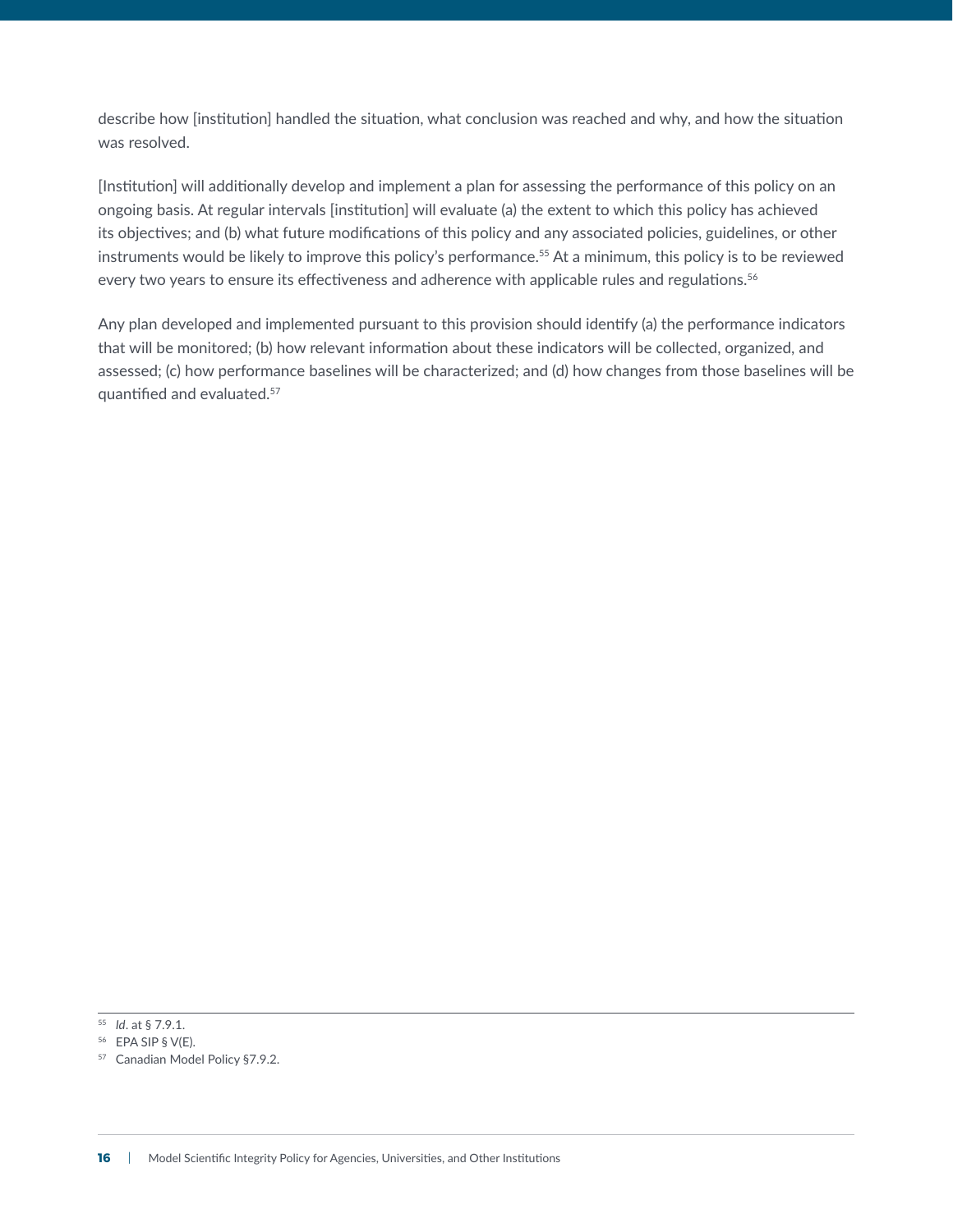describe how [institution] handled the situation, what conclusion was reached and why, and how the situation was resolved.

[Institution] will additionally develop and implement a plan for assessing the performance of this policy on an ongoing basis. At regular intervals [institution] will evaluate (a) the extent to which this policy has achieved its objectives; and (b) what future modifications of this policy and any associated policies, guidelines, or other instruments would be likely to improve this policy's performance.[55] At a minimum, this policy is to be reviewed every two years to ensure its effectiveness and adherence with applicable rules and regulations.[56]

Any plan developed and implemented pursuant to this provision should identify (a) the performance indicators that will be monitored; (b) how relevant information about these indicators will be collected, organized, and assessed; (c) how performance baselines will be characterized; and (d) how changes from those baselines will be quantified and evaluated.[57]

---

[55] *Id*. at § 7.9.1.

[56] EPA SIP § V(E).

[57] Canadian Model Policy §7.9.2.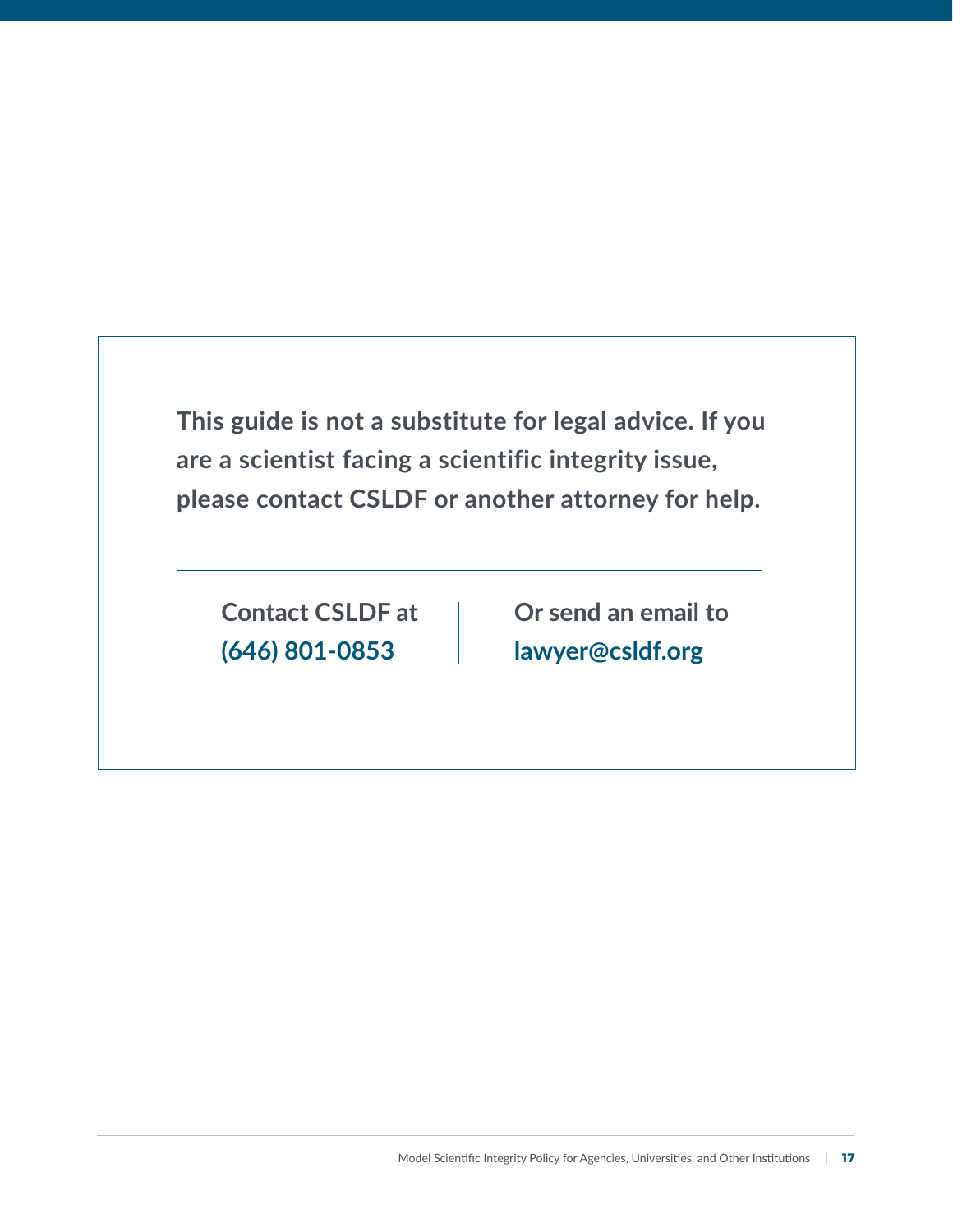**This guide is not a substitute for legal advice. If you are a scientist facing a scientific integrity issue, please contact CSLDF or another attorney for help.**

---

**Contact CSLDF at**
**(646) 801-0853**

**Or send an email to**
**lawyer@csldf.org**

---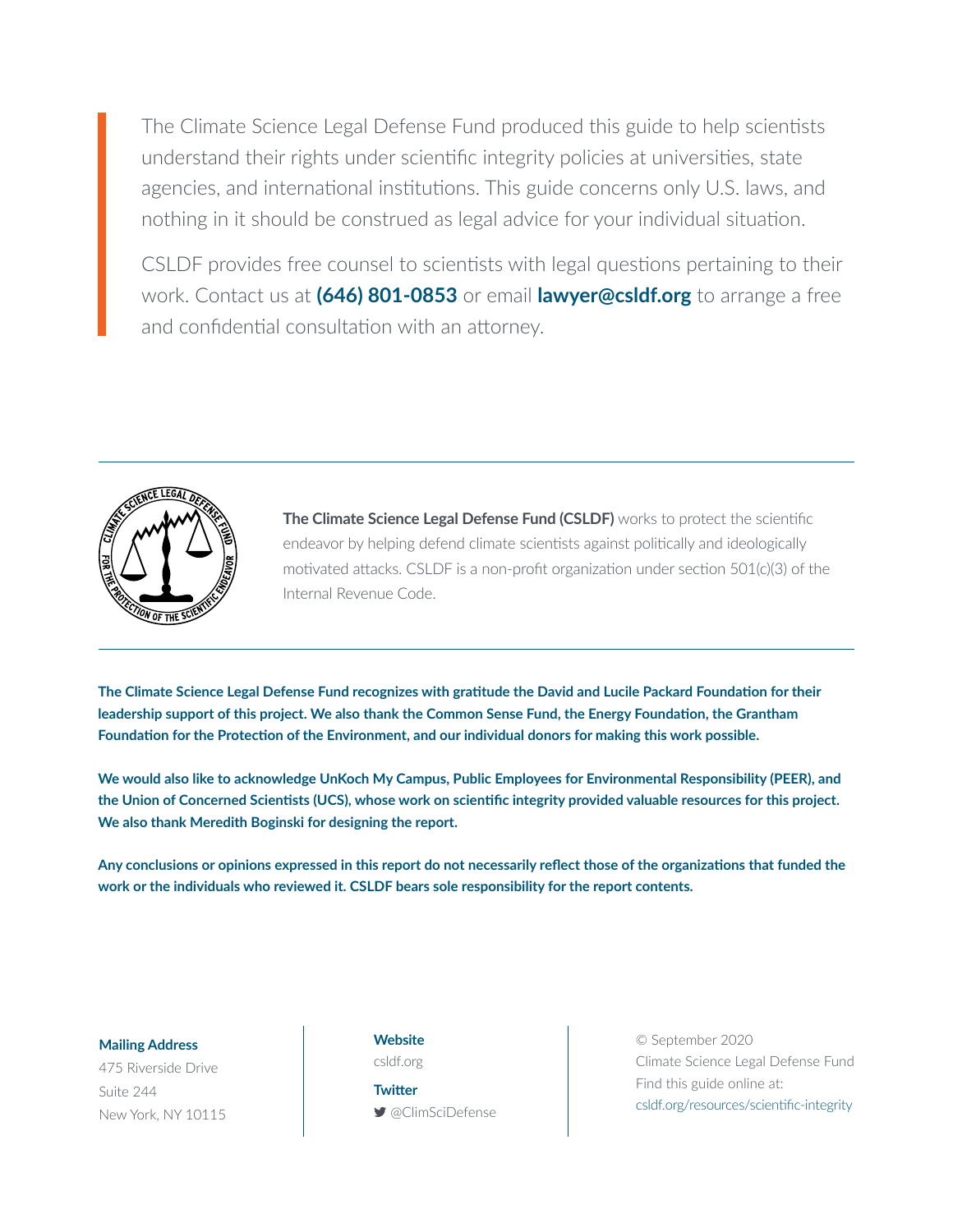The Climate Science Legal Defense Fund produced this guide to help scientists understand their rights under scientific integrity policies at universities, state agencies, and international institutions. This guide concerns only U.S. laws, and nothing in it should be construed as legal advice for your individual situation.

CSLDF provides free counsel to scientists with legal questions pertaining to their work. Contact us at **(646) 801-0853** or email **lawyer@csldf.org** to arrange a free and confidential consultation with an attorney.

---

**The Climate Science Legal Defense Fund (CSLDF)** works to protect the scientific endeavor by helping defend climate scientists against politically and ideologically motivated attacks. CSLDF is a non-profit organization under section 501(c)(3) of the Internal Revenue Code.

---

**The Climate Science Legal Defense Fund recognizes with gratitude the David and Lucile Packard Foundation for their leadership support of this project. We also thank the Common Sense Fund, the Energy Foundation, the Grantham Foundation for the Protection of the Environment, and our individual donors for making this work possible.**

**We would also like to acknowledge UnKoch My Campus, Public Employees for Environmental Responsibility (PEER), and the Union of Concerned Scientists (UCS), whose work on scientific integrity provided valuable resources for this project. We also thank Meredith Boginski for designing the report.**

**Any conclusions or opinions expressed in this report do not necessarily reflect those of the organizations that funded the work or the individuals who reviewed it. CSLDF bears sole responsibility for the report contents.**

**Mailing Address**
475 Riverside Drive
Suite 244
New York, NY 10115

**Website**
csldf.org

**Twitter**
@ClimSciDefense

© September 2020
Climate Science Legal Defense Fund
Find this guide online at:
csldf.org/resources/scientific-integrity